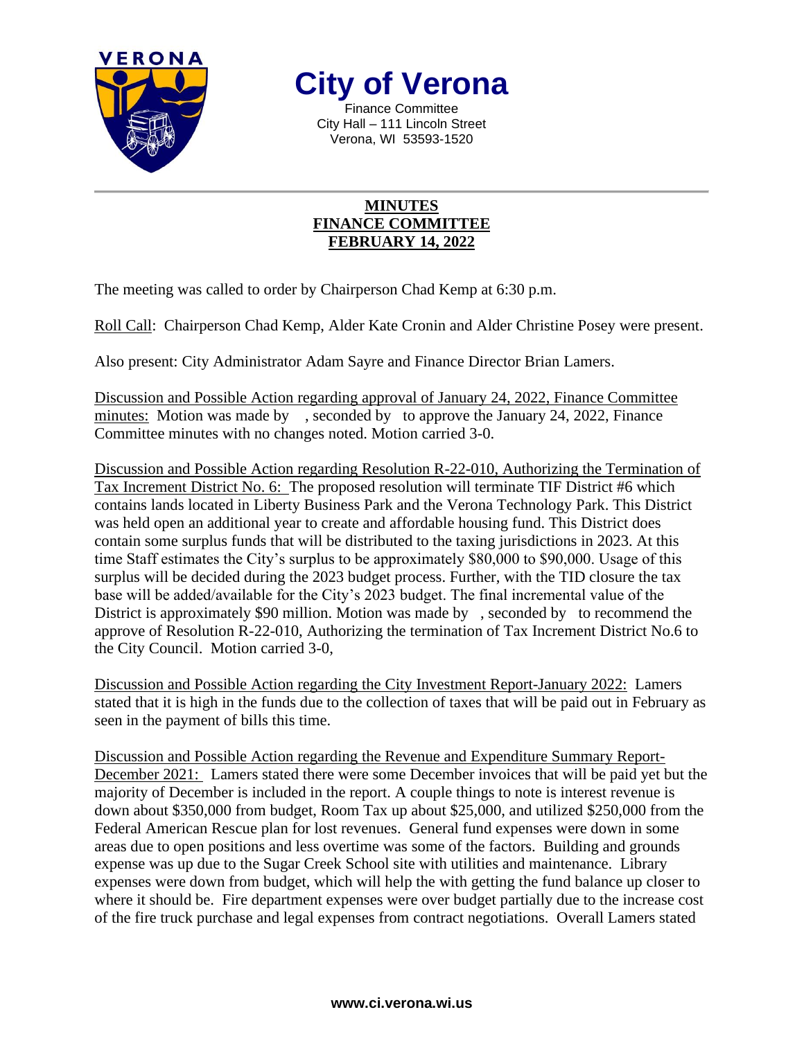# City of Verona

Finance Committee
City Hall – 111 Lincoln Street
Verona, WI 53593-1520

## MINUTES
## FINANCE COMMITTEE
## FEBRUARY 14, 2022

The meeting was called to order by Chairperson Chad Kemp at 6:30 p.m.

Roll Call: Chairperson Chad Kemp, Alder Kate Cronin and Alder Christine Posey were present.

Also present: City Administrator Adam Sayre and Finance Director Brian Lamers.

Discussion and Possible Action regarding approval of January 24, 2022, Finance Committee minutes: Motion was made by , seconded by to approve the January 24, 2022, Finance Committee minutes with no changes noted. Motion carried 3-0.

Discussion and Possible Action regarding Resolution R-22-010, Authorizing the Termination of Tax Increment District No. 6: The proposed resolution will terminate TIF District #6 which contains lands located in Liberty Business Park and the Verona Technology Park. This District was held open an additional year to create and affordable housing fund. This District does contain some surplus funds that will be distributed to the taxing jurisdictions in 2023. At this time Staff estimates the City's surplus to be approximately $80,000 to $90,000. Usage of this surplus will be decided during the 2023 budget process. Further, with the TID closure the tax base will be added/available for the City's 2023 budget. The final incremental value of the District is approximately $90 million. Motion was made by , seconded by to recommend the approve of Resolution R-22-010, Authorizing the termination of Tax Increment District No.6 to the City Council. Motion carried 3-0,

Discussion and Possible Action regarding the City Investment Report-January 2022: Lamers stated that it is high in the funds due to the collection of taxes that will be paid out in February as seen in the payment of bills this time.

Discussion and Possible Action regarding the Revenue and Expenditure Summary Report-December 2021: Lamers stated there were some December invoices that will be paid yet but the majority of December is included in the report. A couple things to note is interest revenue is down about $350,000 from budget, Room Tax up about $25,000, and utilized $250,000 from the Federal American Rescue plan for lost revenues. General fund expenses were down in some areas due to open positions and less overtime was some of the factors. Building and grounds expense was up due to the Sugar Creek School site with utilities and maintenance. Library expenses were down from budget, which will help the with getting the fund balance up closer to where it should be. Fire department expenses were over budget partially due to the increase cost of the fire truck purchase and legal expenses from contract negotiations. Overall Lamers stated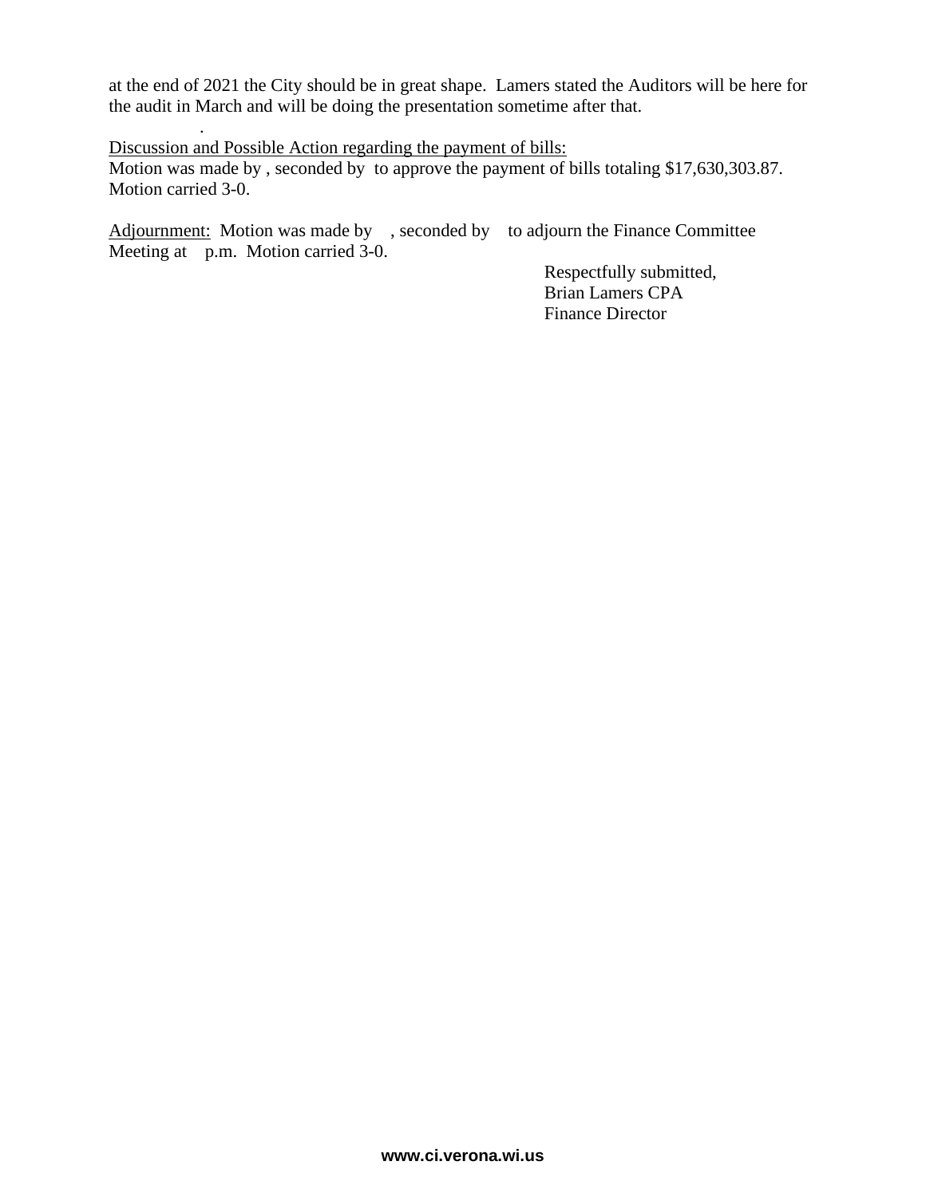at the end of 2021 the City should be in great shape. Lamers stated the Auditors will be here for the audit in March and will be doing the presentation sometime after that.

.

Discussion and Possible Action regarding the payment of bills:
Motion was made by , seconded by to approve the payment of bills totaling $17,630,303.87. Motion carried 3-0.

Adjournment: Motion was made by , seconded by to adjourn the Finance Committee Meeting at p.m. Motion carried 3-0.

Respectfully submitted,
Brian Lamers CPA
Finance Director

www.ci.verona.wi.us